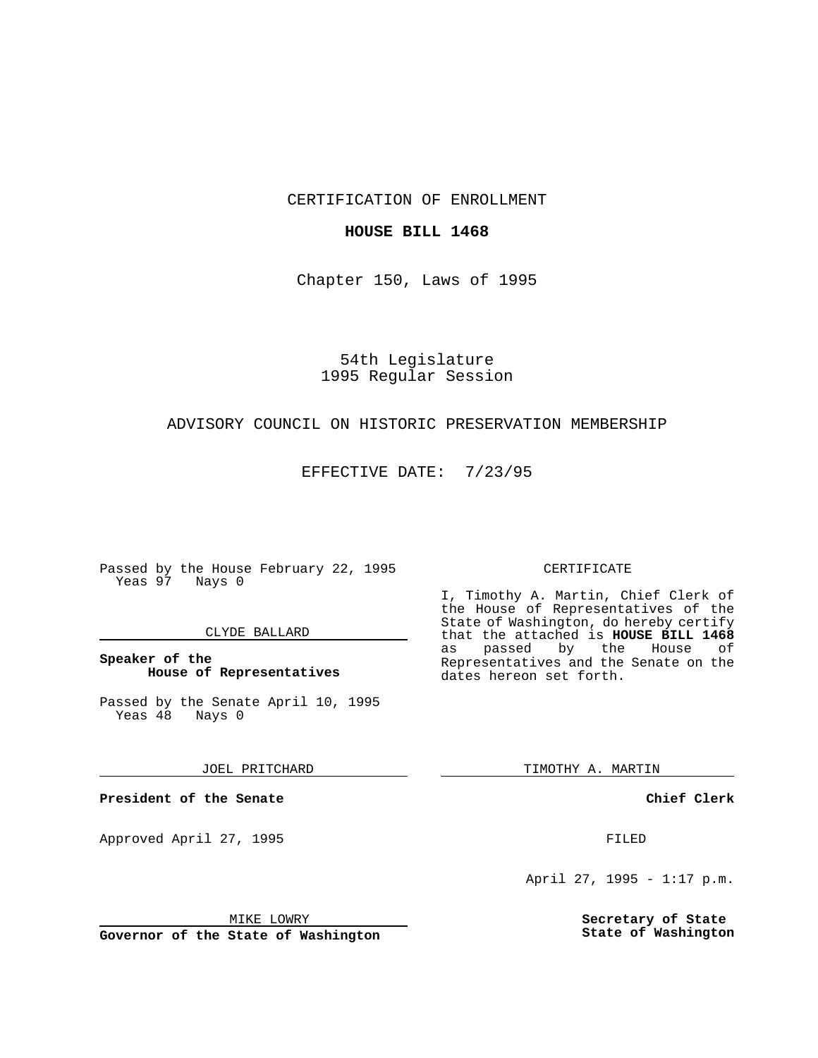CERTIFICATION OF ENROLLMENT

**HOUSE BILL 1468**

Chapter 150, Laws of 1995

54th Legislature
1995 Regular Session

ADVISORY COUNCIL ON HISTORIC PRESERVATION MEMBERSHIP

EFFECTIVE DATE: 7/23/95

Passed by the House February 22, 1995
Yeas 97 Nays 0

CLYDE BALLARD

**Speaker of the House of Representatives**

Passed by the Senate April 10, 1995
Yeas 48 Nays 0

JOEL PRITCHARD

**President of the Senate**

Approved April 27, 1995

MIKE LOWRY

**Governor of the State of Washington**

CERTIFICATE

I, Timothy A. Martin, Chief Clerk of the House of Representatives of the State of Washington, do hereby certify that the attached is **HOUSE BILL 1468** as passed by the House of Representatives and the Senate on the dates hereon set forth.

TIMOTHY A. MARTIN

**Chief Clerk**

FILED

April 27, 1995 - 1:17 p.m.

**Secretary of State State of Washington**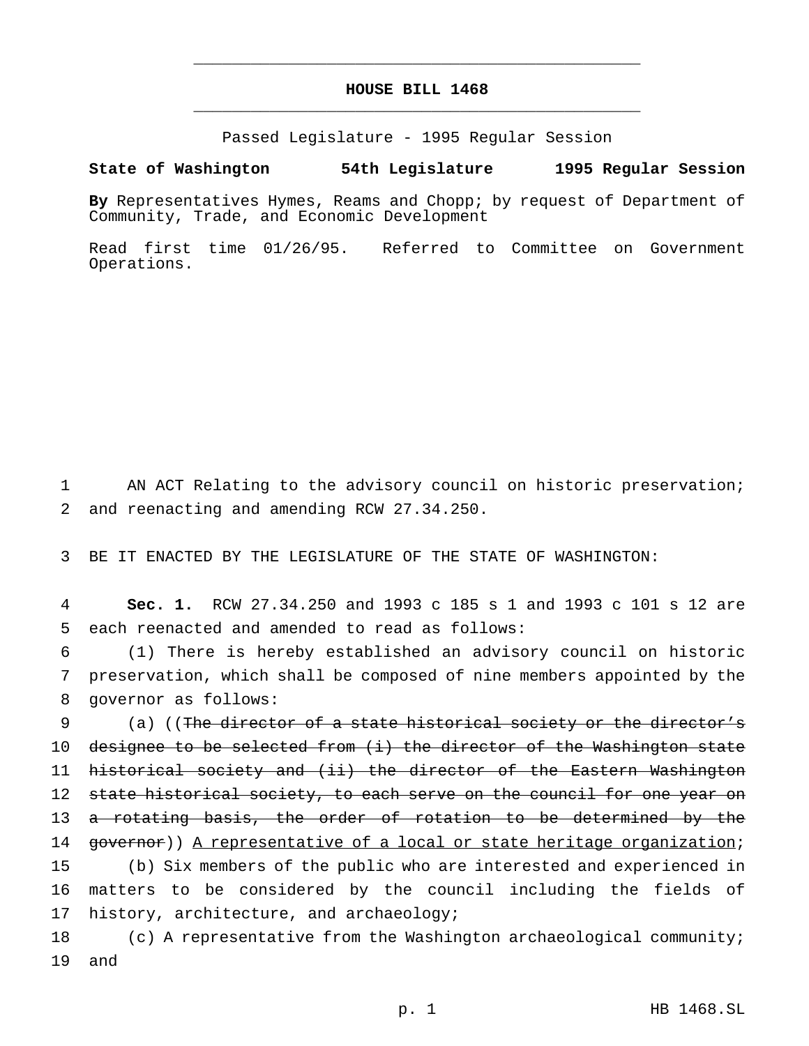# HOUSE BILL 1468

Passed Legislature - 1995 Regular Session

**State of Washington 54th Legislature 1995 Regular Session**

**By** Representatives Hymes, Reams and Chopp; by request of Department of Community, Trade, and Economic Development

Read first time 01/26/95. Referred to Committee on Government Operations.

AN ACT Relating to the advisory council on historic preservation; and reenacting and amending RCW 27.34.250.

BE IT ENACTED BY THE LEGISLATURE OF THE STATE OF WASHINGTON:

**Sec. 1.** RCW 27.34.250 and 1993 c 185 s 1 and 1993 c 101 s 12 are each reenacted and amended to read as follows:

(1) There is hereby established an advisory council on historic preservation, which shall be composed of nine members appointed by the governor as follows:

(a) ((~~The director of a state historical society or the director's designee to be selected from (i) the director of the Washington state historical society and (ii) the director of the Eastern Washington state historical society, to each serve on the council for one year on a rotating basis, the order of rotation to be determined by the governor~~)) <u>A representative of a local or state heritage organization</u>;

(b) Six members of the public who are interested and experienced in matters to be considered by the council including the fields of history, architecture, and archaeology;

(c) A representative from the Washington archaeological community; and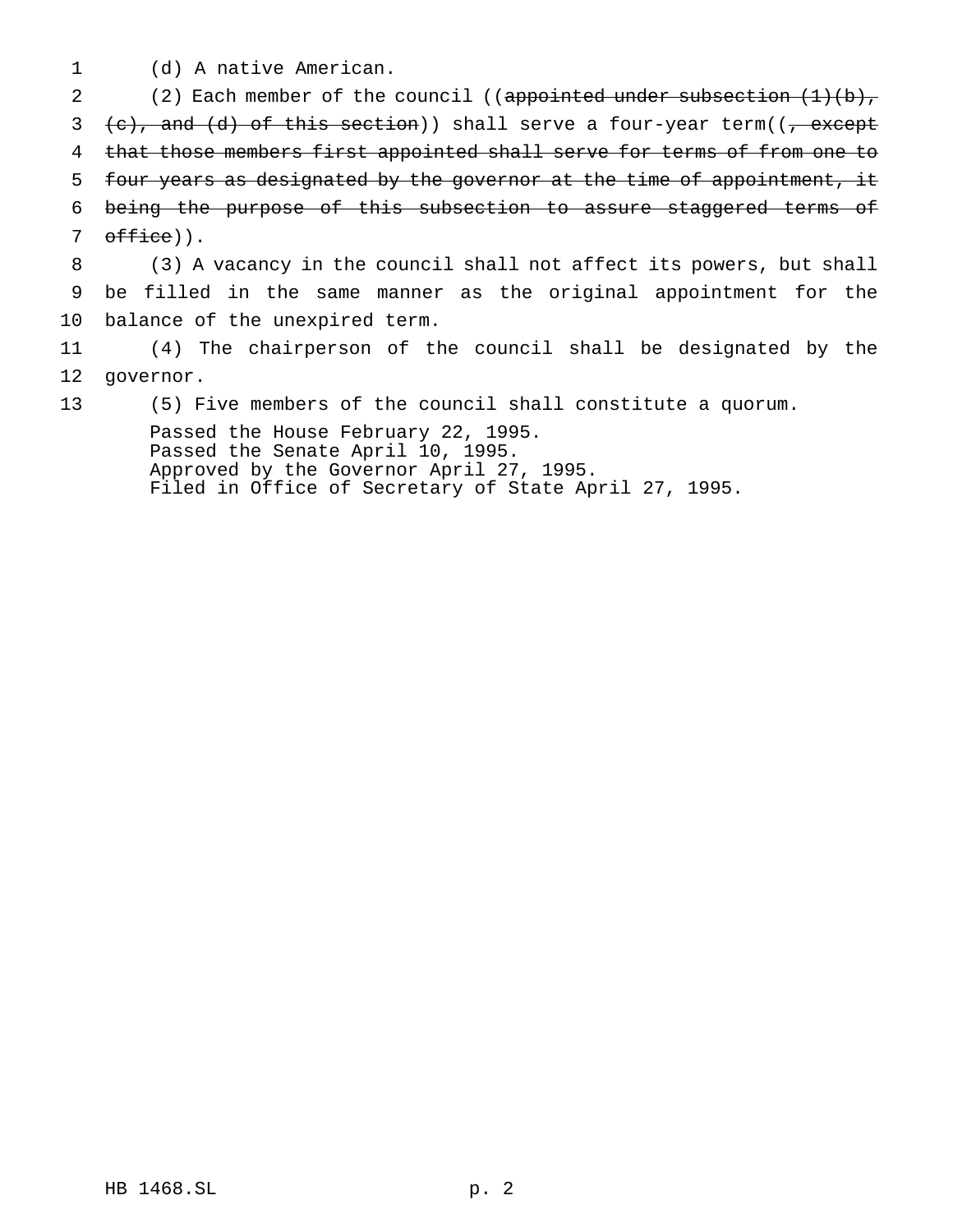(d) A native American.

(2) Each member of the council ((~~appointed under subsection (1)(b), (c), and (d) of this section~~)) shall serve a four-year term((~~, except that those members first appointed shall serve for terms of from one to four years as designated by the governor at the time of appointment, it being the purpose of this subsection to assure staggered terms of office~~)).

(3) A vacancy in the council shall not affect its powers, but shall be filled in the same manner as the original appointment for the balance of the unexpired term.

(4) The chairperson of the council shall be designated by the governor.

(5) Five members of the council shall constitute a quorum.

Passed the House February 22, 1995.
Passed the Senate April 10, 1995.
Approved by the Governor April 27, 1995.
Filed in Office of Secretary of State April 27, 1995.